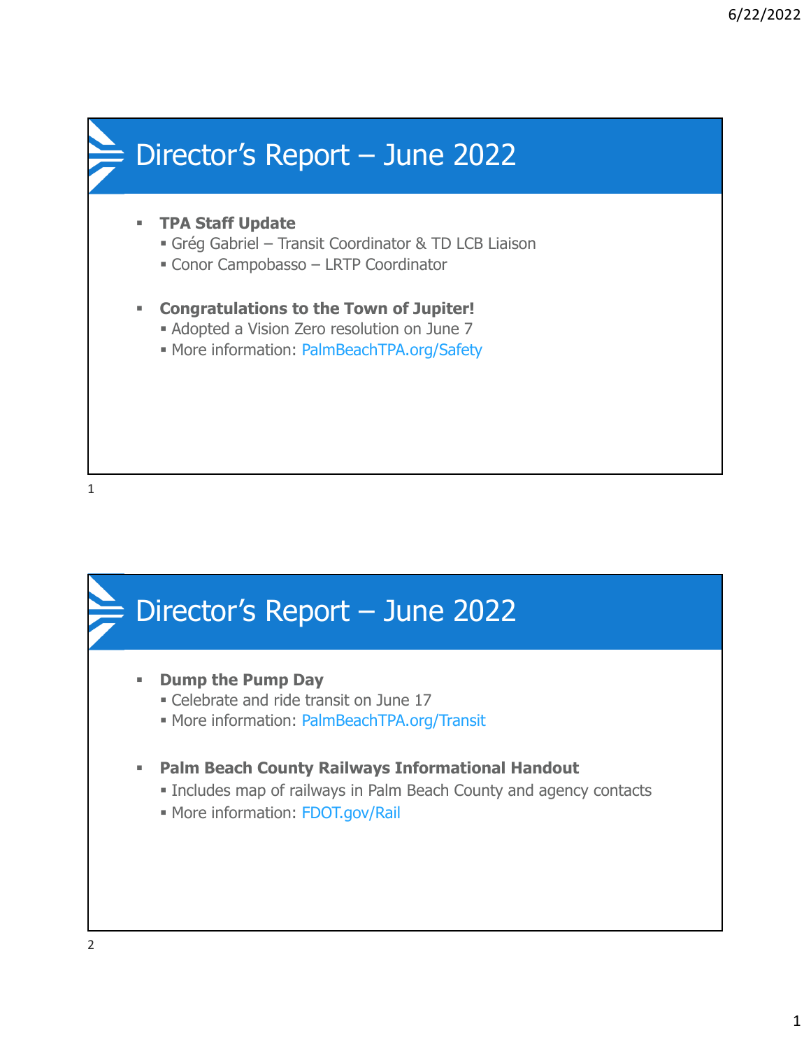## Director's Report – June 2022

- **TPA Staff Update**
  - Grég Gabriel – Transit Coordinator & TD LCB Liaison
  - Conor Campobasso – LRTP Coordinator
- **Congratulations to the Town of Jupiter!**
  - Adopted a Vision Zero resolution on June 7
  - More information: PalmBeachTPA.org/Safety

## Director's Report – June 2022

- **Dump the Pump Day**
  - Celebrate and ride transit on June 17
  - More information: PalmBeachTPA.org/Transit
- **Palm Beach County Railways Informational Handout**
  - Includes map of railways in Palm Beach County and agency contacts
  - More information: FDOT.gov/Rail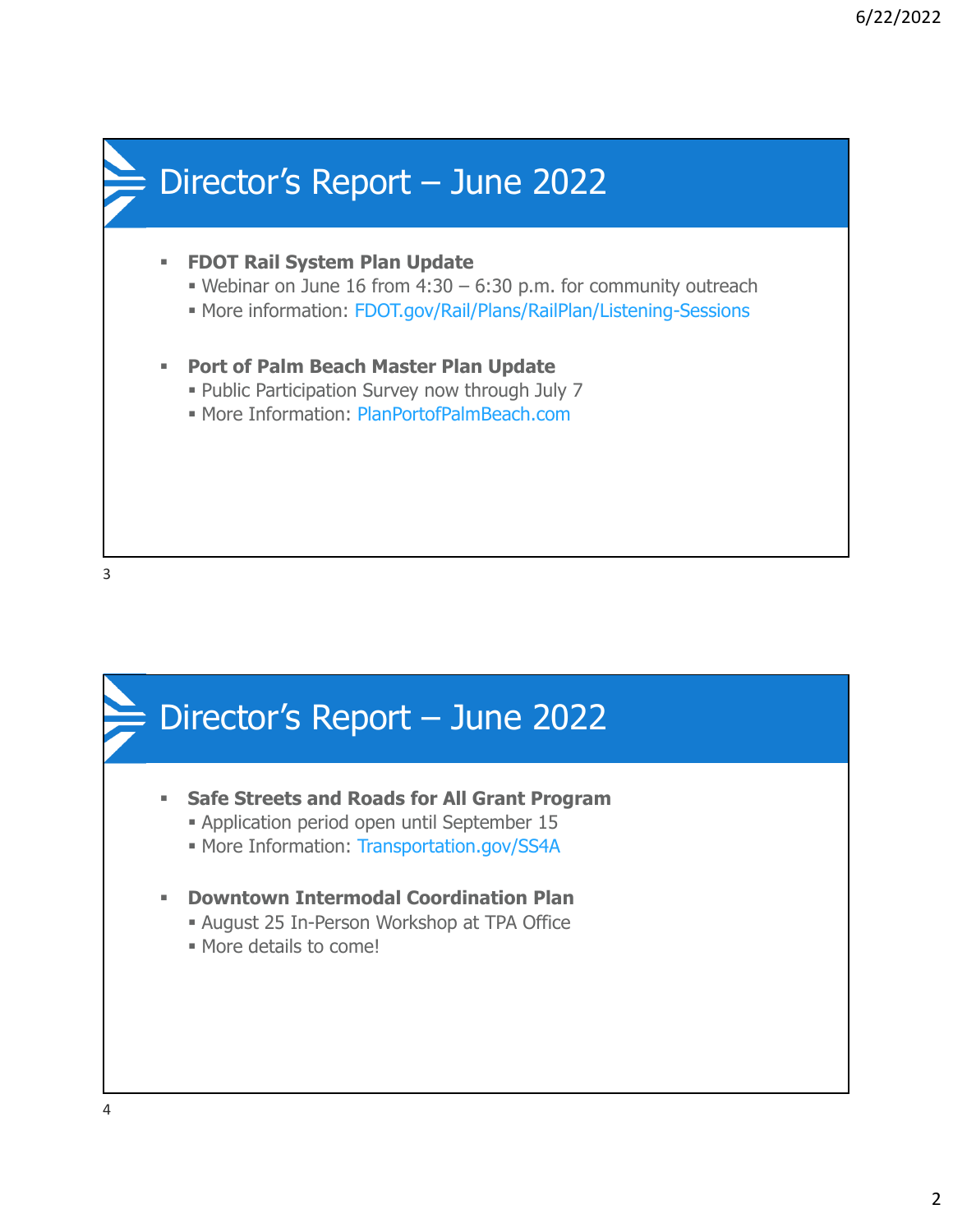## Director's Report – June 2022

- **FDOT Rail System Plan Update**
  - Webinar on June 16 from 4:30 – 6:30 p.m. for community outreach
  - More information: FDOT.gov/Rail/Plans/RailPlan/Listening-Sessions
- **Port of Palm Beach Master Plan Update**
  - Public Participation Survey now through July 7
  - More Information: PlanPortofPalmBeach.com

## Director's Report – June 2022

- **Safe Streets and Roads for All Grant Program**
  - Application period open until September 15
  - More Information: Transportation.gov/SS4A
- **Downtown Intermodal Coordination Plan**
  - August 25 In-Person Workshop at TPA Office
  - More details to come!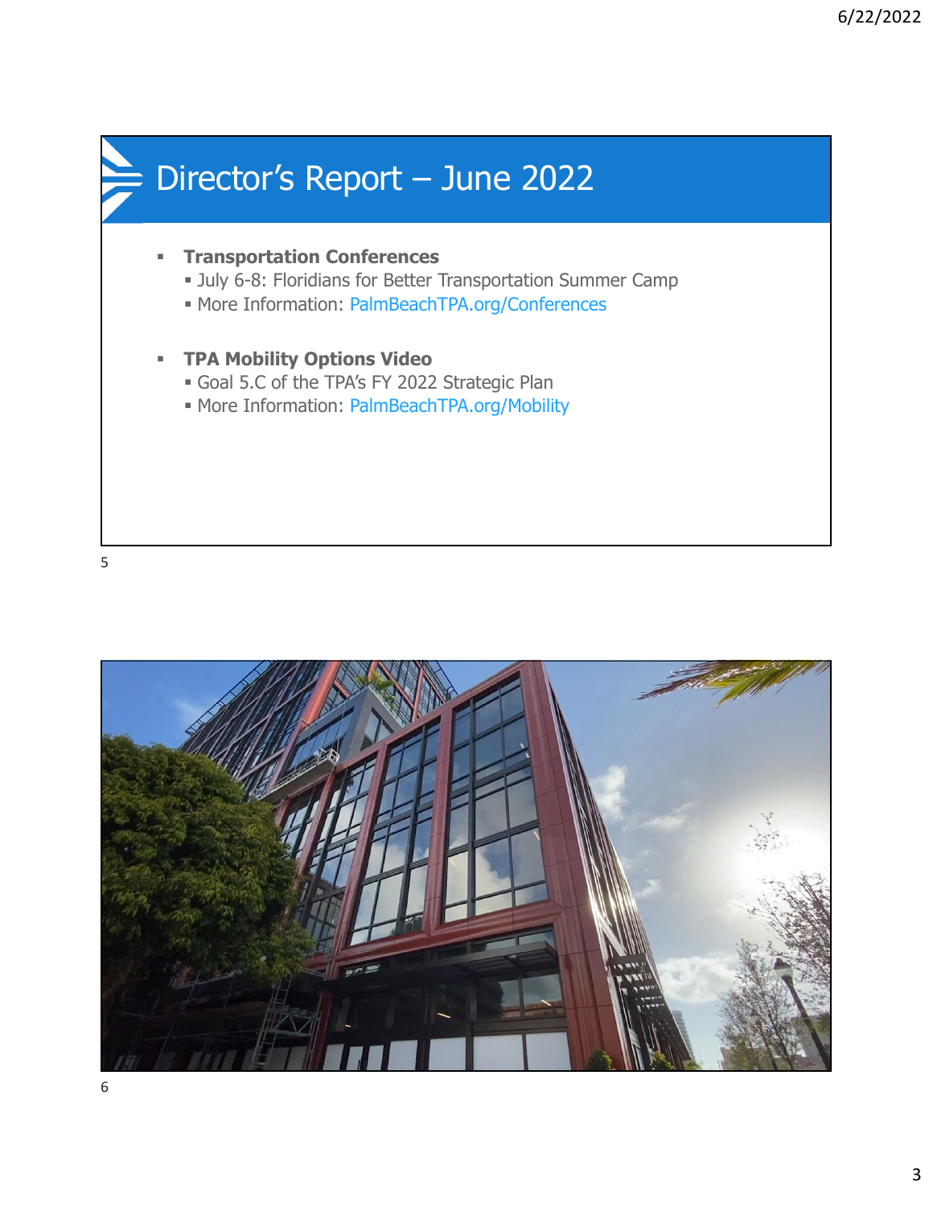# Director's Report – June 2022

- **Transportation Conferences**
  - July 6-8: Floridians for Better Transportation Summer Camp
  - More Information: PalmBeachTPA.org/Conferences
- **TPA Mobility Options Video**
  - Goal 5.C of the TPA's FY 2022 Strategic Plan
  - More Information: PalmBeachTPA.org/Mobility